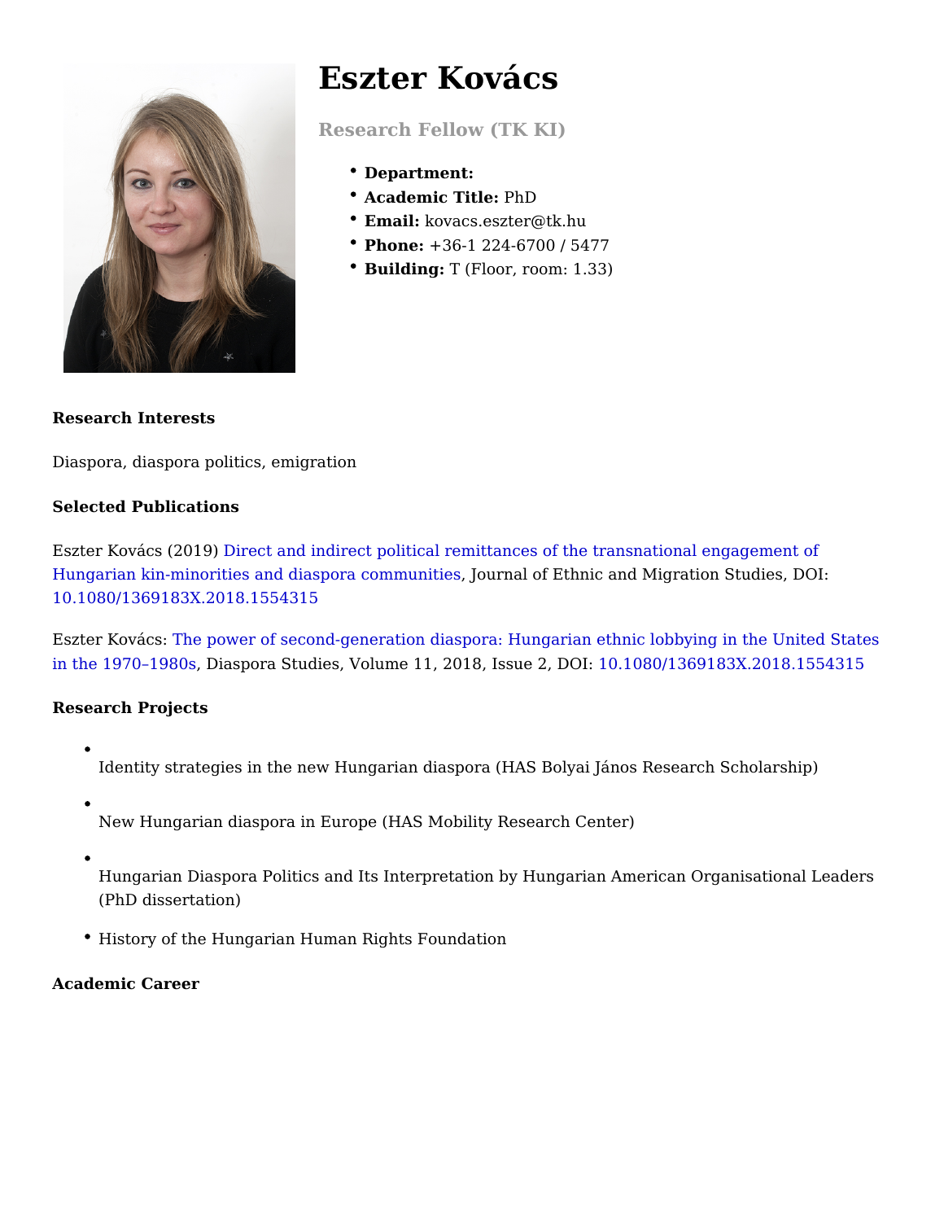# Eszter Kovács

## Research Fellow (TK KI)

- **Department:**
- **Academic Title:** PhD
- **Email:** kovacs.eszter@tk.hu
- **Phone:** +36-1 224-6700 / 5477
- **Building:** T (Floor, room: 1.33)

**Research Interests**

Diaspora, diaspora politics, emigration

**Selected Publications**

Eszter Kovács (2019) Direct and indirect political remittances of the transnational engagement of Hungarian kin-minorities and diaspora communities, Journal of Ethnic and Migration Studies, DOI: 10.1080/1369183X.2018.1554315

Eszter Kovács: The power of second-generation diaspora: Hungarian ethnic lobbying in the United States in the 1970–1980s, Diaspora Studies, Volume 11, 2018, Issue 2, DOI: 10.1080/1369183X.2018.1554315

**Research Projects**

- Identity strategies in the new Hungarian diaspora (HAS Bolyai János Research Scholarship)
- New Hungarian diaspora in Europe (HAS Mobility Research Center)
- Hungarian Diaspora Politics and Its Interpretation by Hungarian American Organisational Leaders (PhD dissertation)
- History of the Hungarian Human Rights Foundation

**Academic Career**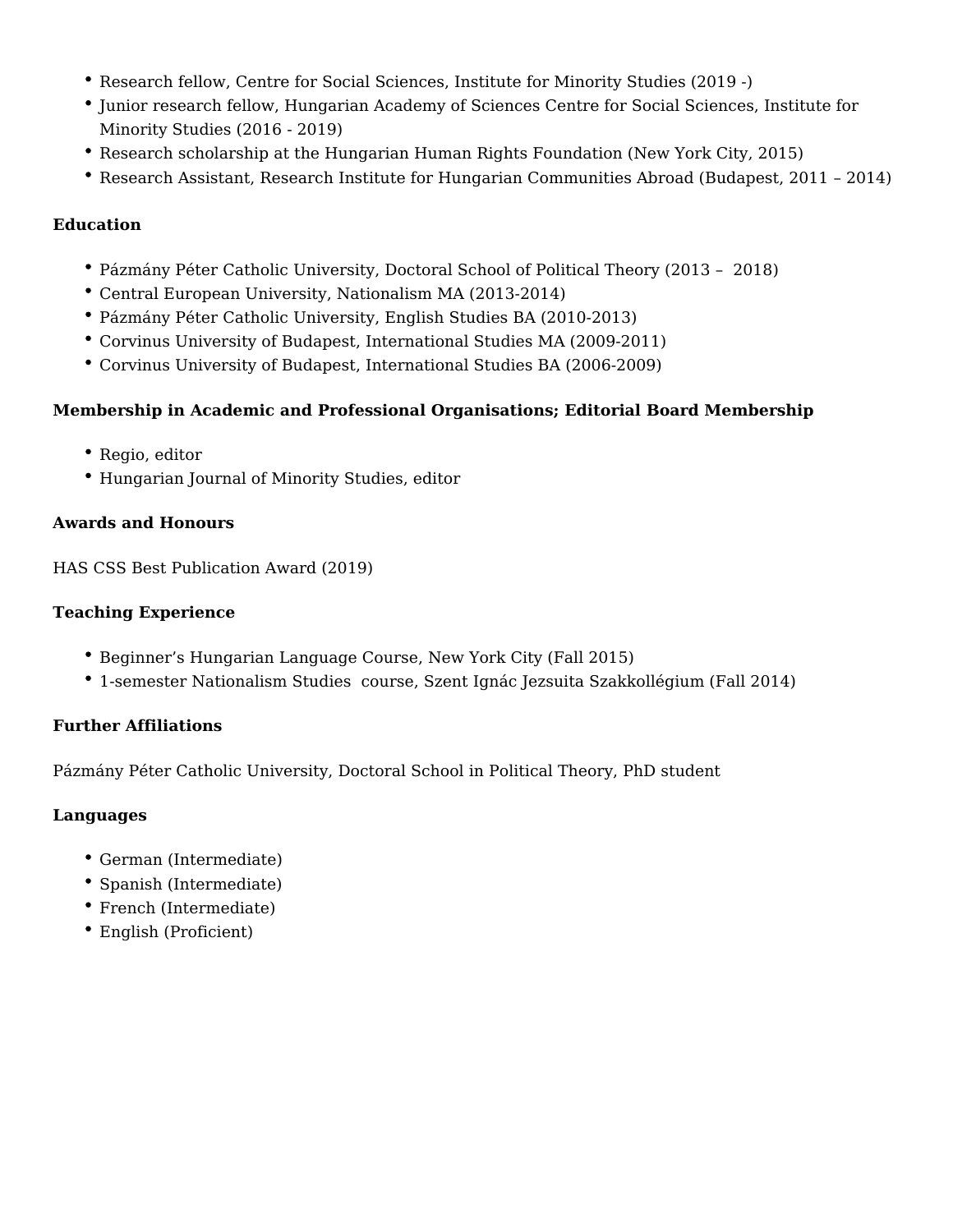- Research fellow, Centre for Social Sciences, Institute for Minority Studies (2019 -)
- Junior research fellow, Hungarian Academy of Sciences Centre for Social Sciences, Institute for Minority Studies (2016 - 2019)
- Research scholarship at the Hungarian Human Rights Foundation (New York City, 2015)
- Research Assistant, Research Institute for Hungarian Communities Abroad (Budapest, 2011 – 2014)

**Education**

- Pázmány Péter Catholic University, Doctoral School of Political Theory (2013 – 2018)
- Central European University, Nationalism MA (2013-2014)
- Pázmány Péter Catholic University, English Studies BA (2010-2013)
- Corvinus University of Budapest, International Studies MA (2009-2011)
- Corvinus University of Budapest, International Studies BA (2006-2009)

**Membership in Academic and Professional Organisations; Editorial Board Membership**

- Regio, editor
- Hungarian Journal of Minority Studies, editor

**Awards and Honours**

HAS CSS Best Publication Award (2019)

**Teaching Experience**

- Beginner's Hungarian Language Course, New York City (Fall 2015)
- 1-semester Nationalism Studies course, Szent Ignác Jezsuita Szakkollégium (Fall 2014)

**Further Affiliations**

Pázmány Péter Catholic University, Doctoral School in Political Theory, PhD student

**Languages**

- German (Intermediate)
- Spanish (Intermediate)
- French (Intermediate)
- English (Proficient)